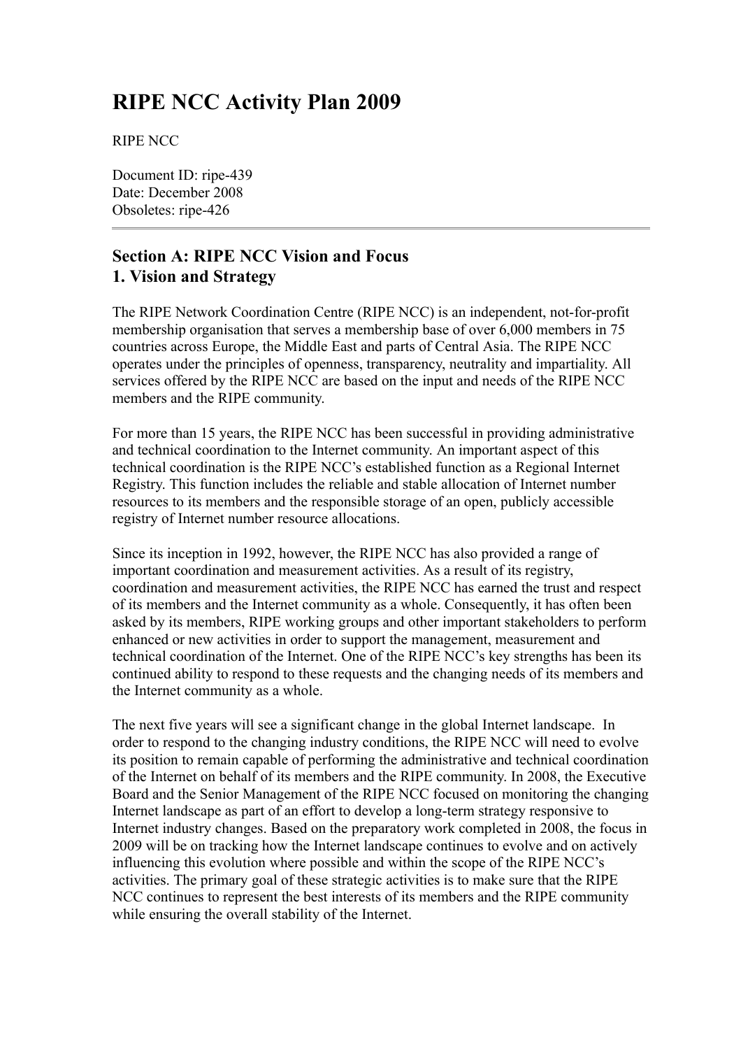# RIPE NCC Activity Plan 2009

RIPE NCC

Document ID: ripe-439
Date: December 2008
Obsoletes: ripe-426

---

## Section A: RIPE NCC Vision and Focus
## 1. Vision and Strategy

The RIPE Network Coordination Centre (RIPE NCC) is an independent, not-for-profit membership organisation that serves a membership base of over 6,000 members in 75 countries across Europe, the Middle East and parts of Central Asia. The RIPE NCC operates under the principles of openness, transparency, neutrality and impartiality. All services offered by the RIPE NCC are based on the input and needs of the RIPE NCC members and the RIPE community.

For more than 15 years, the RIPE NCC has been successful in providing administrative and technical coordination to the Internet community. An important aspect of this technical coordination is the RIPE NCC's established function as a Regional Internet Registry. This function includes the reliable and stable allocation of Internet number resources to its members and the responsible storage of an open, publicly accessible registry of Internet number resource allocations.

Since its inception in 1992, however, the RIPE NCC has also provided a range of important coordination and measurement activities. As a result of its registry, coordination and measurement activities, the RIPE NCC has earned the trust and respect of its members and the Internet community as a whole. Consequently, it has often been asked by its members, RIPE working groups and other important stakeholders to perform enhanced or new activities in order to support the management, measurement and technical coordination of the Internet. One of the RIPE NCC's key strengths has been its continued ability to respond to these requests and the changing needs of its members and the Internet community as a whole.

The next five years will see a significant change in the global Internet landscape. In order to respond to the changing industry conditions, the RIPE NCC will need to evolve its position to remain capable of performing the administrative and technical coordination of the Internet on behalf of its members and the RIPE community. In 2008, the Executive Board and the Senior Management of the RIPE NCC focused on monitoring the changing Internet landscape as part of an effort to develop a long-term strategy responsive to Internet industry changes. Based on the preparatory work completed in 2008, the focus in 2009 will be on tracking how the Internet landscape continues to evolve and on actively influencing this evolution where possible and within the scope of the RIPE NCC's activities. The primary goal of these strategic activities is to make sure that the RIPE NCC continues to represent the best interests of its members and the RIPE community while ensuring the overall stability of the Internet.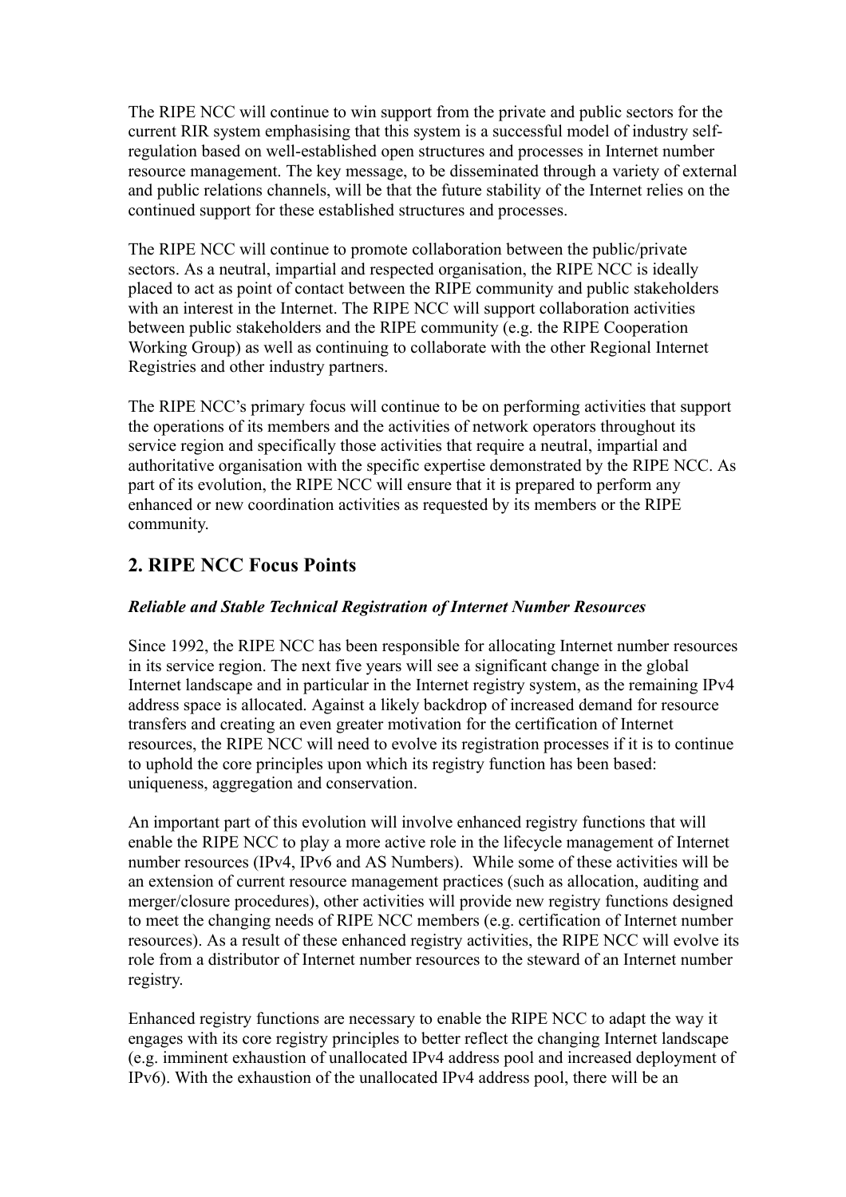The RIPE NCC will continue to win support from the private and public sectors for the current RIR system emphasising that this system is a successful model of industry self-regulation based on well-established open structures and processes in Internet number resource management. The key message, to be disseminated through a variety of external and public relations channels, will be that the future stability of the Internet relies on the continued support for these established structures and processes.

The RIPE NCC will continue to promote collaboration between the public/private sectors. As a neutral, impartial and respected organisation, the RIPE NCC is ideally placed to act as point of contact between the RIPE community and public stakeholders with an interest in the Internet. The RIPE NCC will support collaboration activities between public stakeholders and the RIPE community (e.g. the RIPE Cooperation Working Group) as well as continuing to collaborate with the other Regional Internet Registries and other industry partners.

The RIPE NCC's primary focus will continue to be on performing activities that support the operations of its members and the activities of network operators throughout its service region and specifically those activities that require a neutral, impartial and authoritative organisation with the specific expertise demonstrated by the RIPE NCC. As part of its evolution, the RIPE NCC will ensure that it is prepared to perform any enhanced or new coordination activities as requested by its members or the RIPE community.

## 2. RIPE NCC Focus Points

***Reliable and Stable Technical Registration of Internet Number Resources***

Since 1992, the RIPE NCC has been responsible for allocating Internet number resources in its service region. The next five years will see a significant change in the global Internet landscape and in particular in the Internet registry system, as the remaining IPv4 address space is allocated. Against a likely backdrop of increased demand for resource transfers and creating an even greater motivation for the certification of Internet resources, the RIPE NCC will need to evolve its registration processes if it is to continue to uphold the core principles upon which its registry function has been based: uniqueness, aggregation and conservation.

An important part of this evolution will involve enhanced registry functions that will enable the RIPE NCC to play a more active role in the lifecycle management of Internet number resources (IPv4, IPv6 and AS Numbers). While some of these activities will be an extension of current resource management practices (such as allocation, auditing and merger/closure procedures), other activities will provide new registry functions designed to meet the changing needs of RIPE NCC members (e.g. certification of Internet number resources). As a result of these enhanced registry activities, the RIPE NCC will evolve its role from a distributor of Internet number resources to the steward of an Internet number registry.

Enhanced registry functions are necessary to enable the RIPE NCC to adapt the way it engages with its core registry principles to better reflect the changing Internet landscape (e.g. imminent exhaustion of unallocated IPv4 address pool and increased deployment of IPv6). With the exhaustion of the unallocated IPv4 address pool, there will be an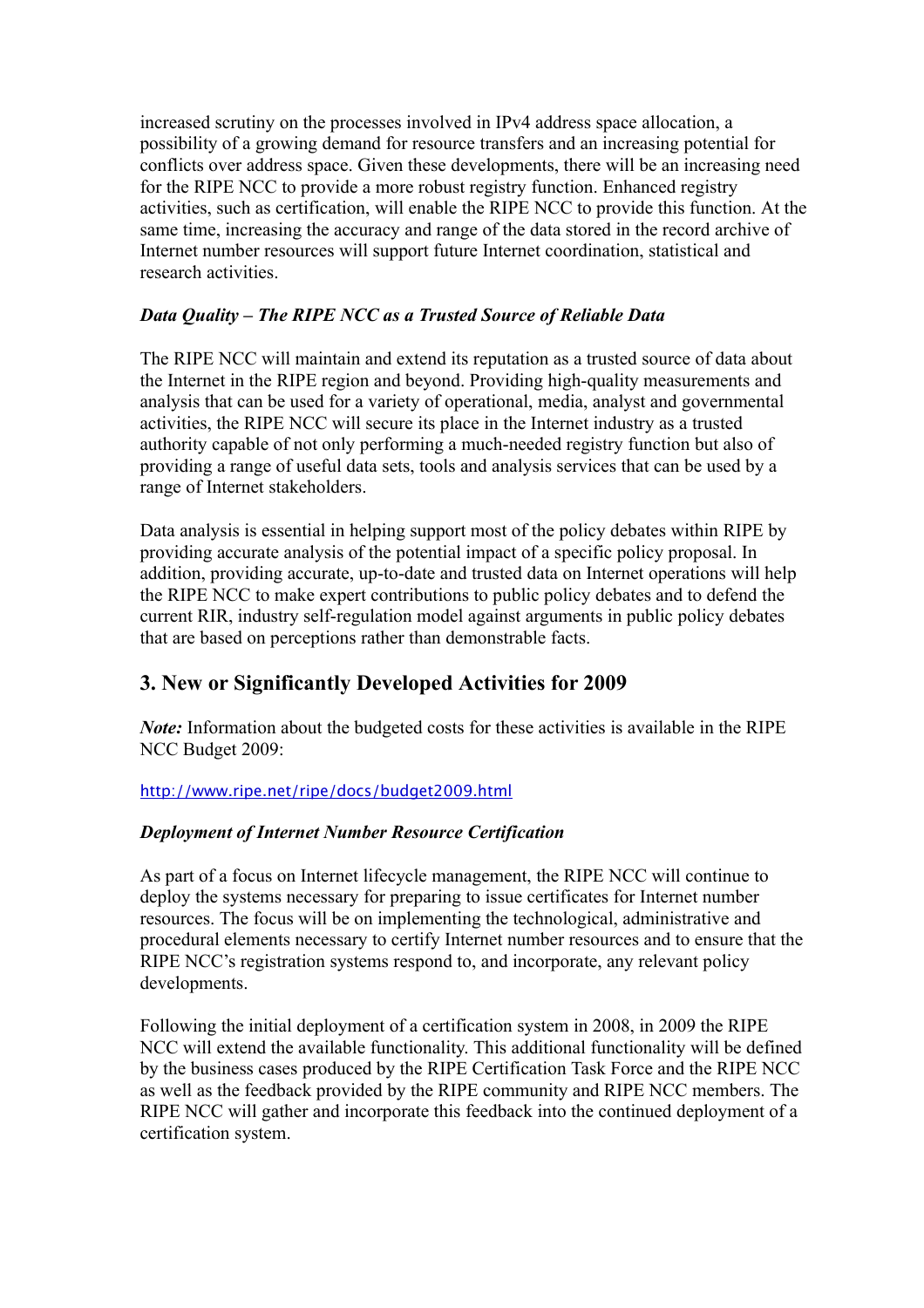increased scrutiny on the processes involved in IPv4 address space allocation, a possibility of a growing demand for resource transfers and an increasing potential for conflicts over address space. Given these developments, there will be an increasing need for the RIPE NCC to provide a more robust registry function. Enhanced registry activities, such as certification, will enable the RIPE NCC to provide this function. At the same time, increasing the accuracy and range of the data stored in the record archive of Internet number resources will support future Internet coordination, statistical and research activities.

***Data Quality – The RIPE NCC as a Trusted Source of Reliable Data***

The RIPE NCC will maintain and extend its reputation as a trusted source of data about the Internet in the RIPE region and beyond. Providing high-quality measurements and analysis that can be used for a variety of operational, media, analyst and governmental activities, the RIPE NCC will secure its place in the Internet industry as a trusted authority capable of not only performing a much-needed registry function but also of providing a range of useful data sets, tools and analysis services that can be used by a range of Internet stakeholders.

Data analysis is essential in helping support most of the policy debates within RIPE by providing accurate analysis of the potential impact of a specific policy proposal. In addition, providing accurate, up-to-date and trusted data on Internet operations will help the RIPE NCC to make expert contributions to public policy debates and to defend the current RIR, industry self-regulation model against arguments in public policy debates that are based on perceptions rather than demonstrable facts.

## 3. New or Significantly Developed Activities for 2009

***Note:*** Information about the budgeted costs for these activities is available in the RIPE NCC Budget 2009:

http://www.ripe.net/ripe/docs/budget2009.html

***Deployment of Internet Number Resource Certification***

As part of a focus on Internet lifecycle management, the RIPE NCC will continue to deploy the systems necessary for preparing to issue certificates for Internet number resources. The focus will be on implementing the technological, administrative and procedural elements necessary to certify Internet number resources and to ensure that the RIPE NCC's registration systems respond to, and incorporate, any relevant policy developments.

Following the initial deployment of a certification system in 2008, in 2009 the RIPE NCC will extend the available functionality. This additional functionality will be defined by the business cases produced by the RIPE Certification Task Force and the RIPE NCC as well as the feedback provided by the RIPE community and RIPE NCC members. The RIPE NCC will gather and incorporate this feedback into the continued deployment of a certification system.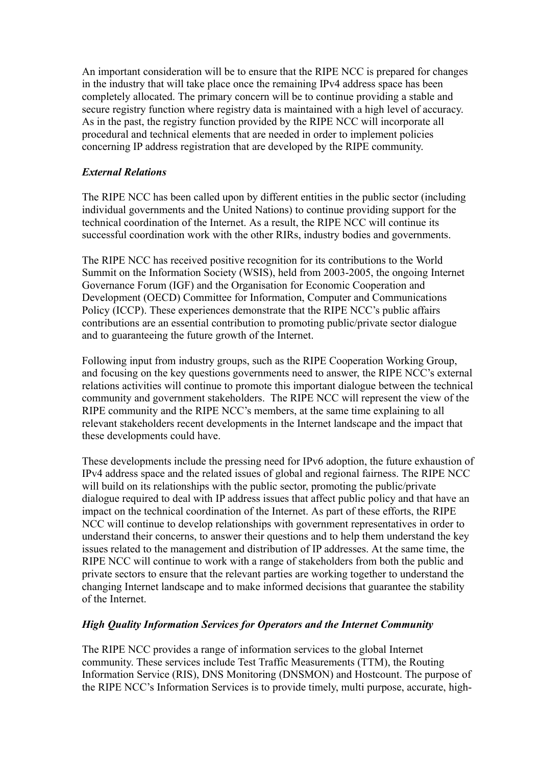An important consideration will be to ensure that the RIPE NCC is prepared for changes in the industry that will take place once the remaining IPv4 address space has been completely allocated. The primary concern will be to continue providing a stable and secure registry function where registry data is maintained with a high level of accuracy. As in the past, the registry function provided by the RIPE NCC will incorporate all procedural and technical elements that are needed in order to implement policies concerning IP address registration that are developed by the RIPE community.

### *External Relations*

The RIPE NCC has been called upon by different entities in the public sector (including individual governments and the United Nations) to continue providing support for the technical coordination of the Internet. As a result, the RIPE NCC will continue its successful coordination work with the other RIRs, industry bodies and governments.

The RIPE NCC has received positive recognition for its contributions to the World Summit on the Information Society (WSIS), held from 2003-2005, the ongoing Internet Governance Forum (IGF) and the Organisation for Economic Cooperation and Development (OECD) Committee for Information, Computer and Communications Policy (ICCP). These experiences demonstrate that the RIPE NCC's public affairs contributions are an essential contribution to promoting public/private sector dialogue and to guaranteeing the future growth of the Internet.

Following input from industry groups, such as the RIPE Cooperation Working Group, and focusing on the key questions governments need to answer, the RIPE NCC's external relations activities will continue to promote this important dialogue between the technical community and government stakeholders. The RIPE NCC will represent the view of the RIPE community and the RIPE NCC's members, at the same time explaining to all relevant stakeholders recent developments in the Internet landscape and the impact that these developments could have.

These developments include the pressing need for IPv6 adoption, the future exhaustion of IPv4 address space and the related issues of global and regional fairness. The RIPE NCC will build on its relationships with the public sector, promoting the public/private dialogue required to deal with IP address issues that affect public policy and that have an impact on the technical coordination of the Internet. As part of these efforts, the RIPE NCC will continue to develop relationships with government representatives in order to understand their concerns, to answer their questions and to help them understand the key issues related to the management and distribution of IP addresses. At the same time, the RIPE NCC will continue to work with a range of stakeholders from both the public and private sectors to ensure that the relevant parties are working together to understand the changing Internet landscape and to make informed decisions that guarantee the stability of the Internet.

### *High Quality Information Services for Operators and the Internet Community*

The RIPE NCC provides a range of information services to the global Internet community. These services include Test Traffic Measurements (TTM), the Routing Information Service (RIS), DNS Monitoring (DNSMON) and Hostcount. The purpose of the RIPE NCC's Information Services is to provide timely, multi purpose, accurate, high-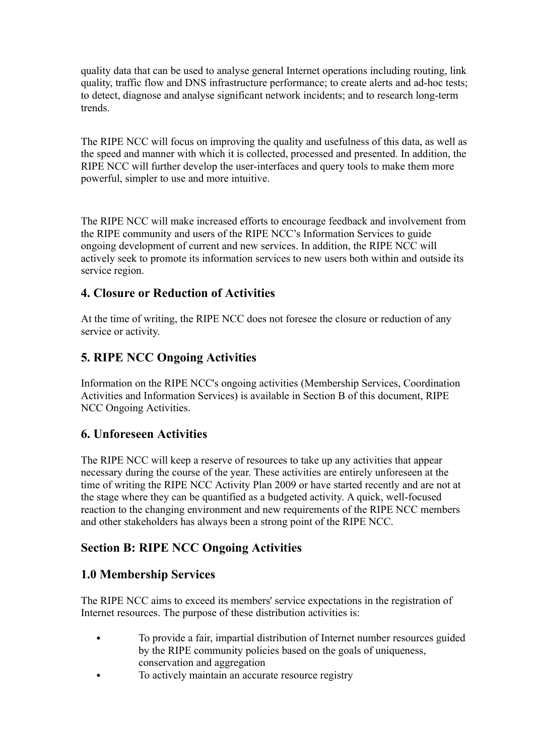quality data that can be used to analyse general Internet operations including routing, link quality, traffic flow and DNS infrastructure performance; to create alerts and ad-hoc tests; to detect, diagnose and analyse significant network incidents; and to research long-term trends.

The RIPE NCC will focus on improving the quality and usefulness of this data, as well as the speed and manner with which it is collected, processed and presented. In addition, the RIPE NCC will further develop the user-interfaces and query tools to make them more powerful, simpler to use and more intuitive.

The RIPE NCC will make increased efforts to encourage feedback and involvement from the RIPE community and users of the RIPE NCC's Information Services to guide ongoing development of current and new services. In addition, the RIPE NCC will actively seek to promote its information services to new users both within and outside its service region.

## 4. Closure or Reduction of Activities

At the time of writing, the RIPE NCC does not foresee the closure or reduction of any service or activity.

## 5. RIPE NCC Ongoing Activities

Information on the RIPE NCC's ongoing activities (Membership Services, Coordination Activities and Information Services) is available in Section B of this document, RIPE NCC Ongoing Activities.

## 6. Unforeseen Activities

The RIPE NCC will keep a reserve of resources to take up any activities that appear necessary during the course of the year. These activities are entirely unforeseen at the time of writing the RIPE NCC Activity Plan 2009 or have started recently and are not at the stage where they can be quantified as a budgeted activity. A quick, well-focused reaction to the changing environment and new requirements of the RIPE NCC members and other stakeholders has always been a strong point of the RIPE NCC.

# Section B: RIPE NCC Ongoing Activities

## 1.0 Membership Services

The RIPE NCC aims to exceed its members' service expectations in the registration of Internet resources. The purpose of these distribution activities is:

- To provide a fair, impartial distribution of Internet number resources guided by the RIPE community policies based on the goals of uniqueness, conservation and aggregation
- To actively maintain an accurate resource registry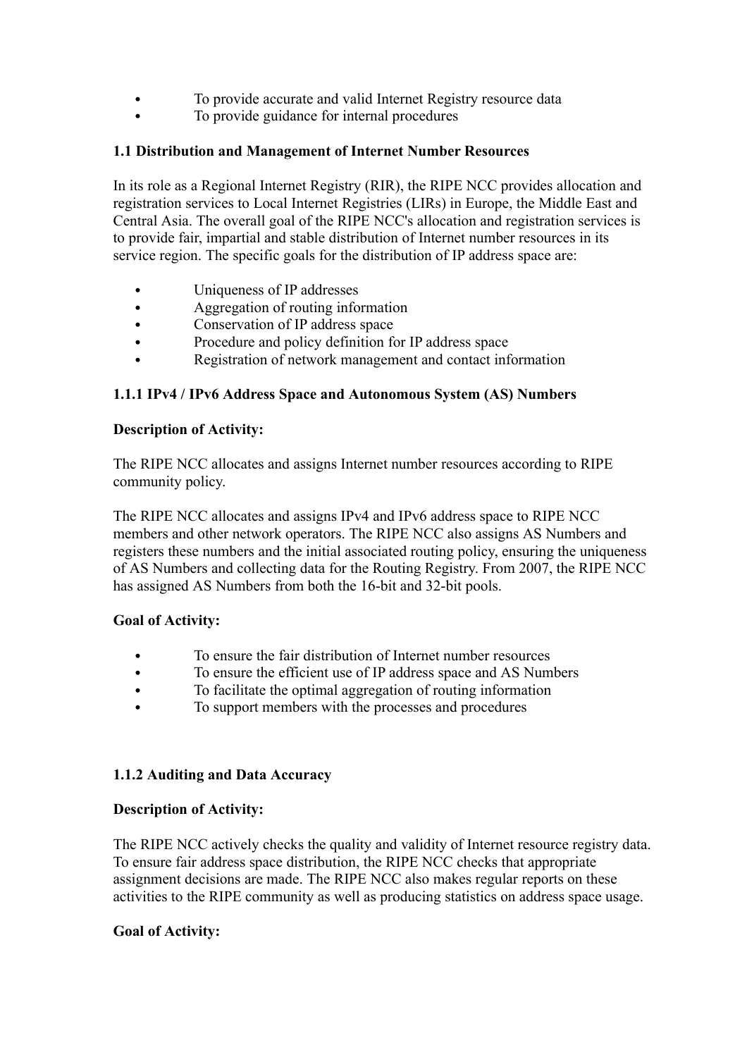- To provide accurate and valid Internet Registry resource data
- To provide guidance for internal procedures

### 1.1 Distribution and Management of Internet Number Resources

In its role as a Regional Internet Registry (RIR), the RIPE NCC provides allocation and registration services to Local Internet Registries (LIRs) in Europe, the Middle East and Central Asia. The overall goal of the RIPE NCC's allocation and registration services is to provide fair, impartial and stable distribution of Internet number resources in its service region. The specific goals for the distribution of IP address space are:

- Uniqueness of IP addresses
- Aggregation of routing information
- Conservation of IP address space
- Procedure and policy definition for IP address space
- Registration of network management and contact information

#### 1.1.1 IPv4 / IPv6 Address Space and Autonomous System (AS) Numbers

**Description of Activity:**

The RIPE NCC allocates and assigns Internet number resources according to RIPE community policy.

The RIPE NCC allocates and assigns IPv4 and IPv6 address space to RIPE NCC members and other network operators. The RIPE NCC also assigns AS Numbers and registers these numbers and the initial associated routing policy, ensuring the uniqueness of AS Numbers and collecting data for the Routing Registry. From 2007, the RIPE NCC has assigned AS Numbers from both the 16-bit and 32-bit pools.

**Goal of Activity:**

- To ensure the fair distribution of Internet number resources
- To ensure the efficient use of IP address space and AS Numbers
- To facilitate the optimal aggregation of routing information
- To support members with the processes and procedures

#### 1.1.2 Auditing and Data Accuracy

**Description of Activity:**

The RIPE NCC actively checks the quality and validity of Internet resource registry data. To ensure fair address space distribution, the RIPE NCC checks that appropriate assignment decisions are made. The RIPE NCC also makes regular reports on these activities to the RIPE community as well as producing statistics on address space usage.

**Goal of Activity:**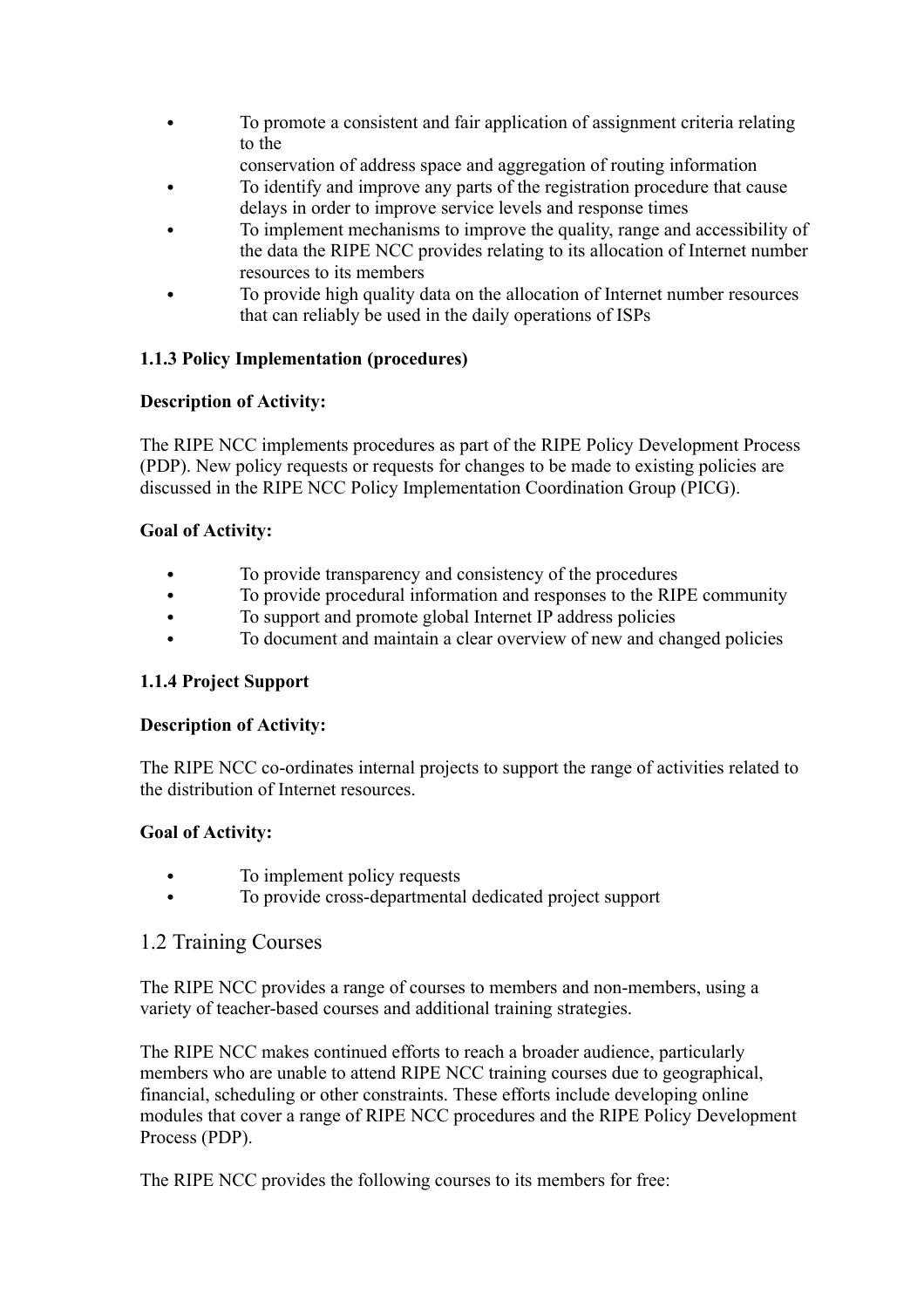- To promote a consistent and fair application of assignment criteria relating to the
  conservation of address space and aggregation of routing information
- To identify and improve any parts of the registration procedure that cause delays in order to improve service levels and response times
- To implement mechanisms to improve the quality, range and accessibility of the data the RIPE NCC provides relating to its allocation of Internet number resources to its members
- To provide high quality data on the allocation of Internet number resources that can reliably be used in the daily operations of ISPs

#### 1.1.3 Policy Implementation (procedures)

**Description of Activity:**

The RIPE NCC implements procedures as part of the RIPE Policy Development Process (PDP). New policy requests or requests for changes to be made to existing policies are discussed in the RIPE NCC Policy Implementation Coordination Group (PICG).

**Goal of Activity:**

- To provide transparency and consistency of the procedures
- To provide procedural information and responses to the RIPE community
- To support and promote global Internet IP address policies
- To document and maintain a clear overview of new and changed policies

#### 1.1.4 Project Support

**Description of Activity:**

The RIPE NCC co-ordinates internal projects to support the range of activities related to the distribution of Internet resources.

**Goal of Activity:**

- To implement policy requests
- To provide cross-departmental dedicated project support

### 1.2 Training Courses

The RIPE NCC provides a range of courses to members and non-members, using a variety of teacher-based courses and additional training strategies.

The RIPE NCC makes continued efforts to reach a broader audience, particularly members who are unable to attend RIPE NCC training courses due to geographical, financial, scheduling or other constraints. These efforts include developing online modules that cover a range of RIPE NCC procedures and the RIPE Policy Development Process (PDP).

The RIPE NCC provides the following courses to its members for free: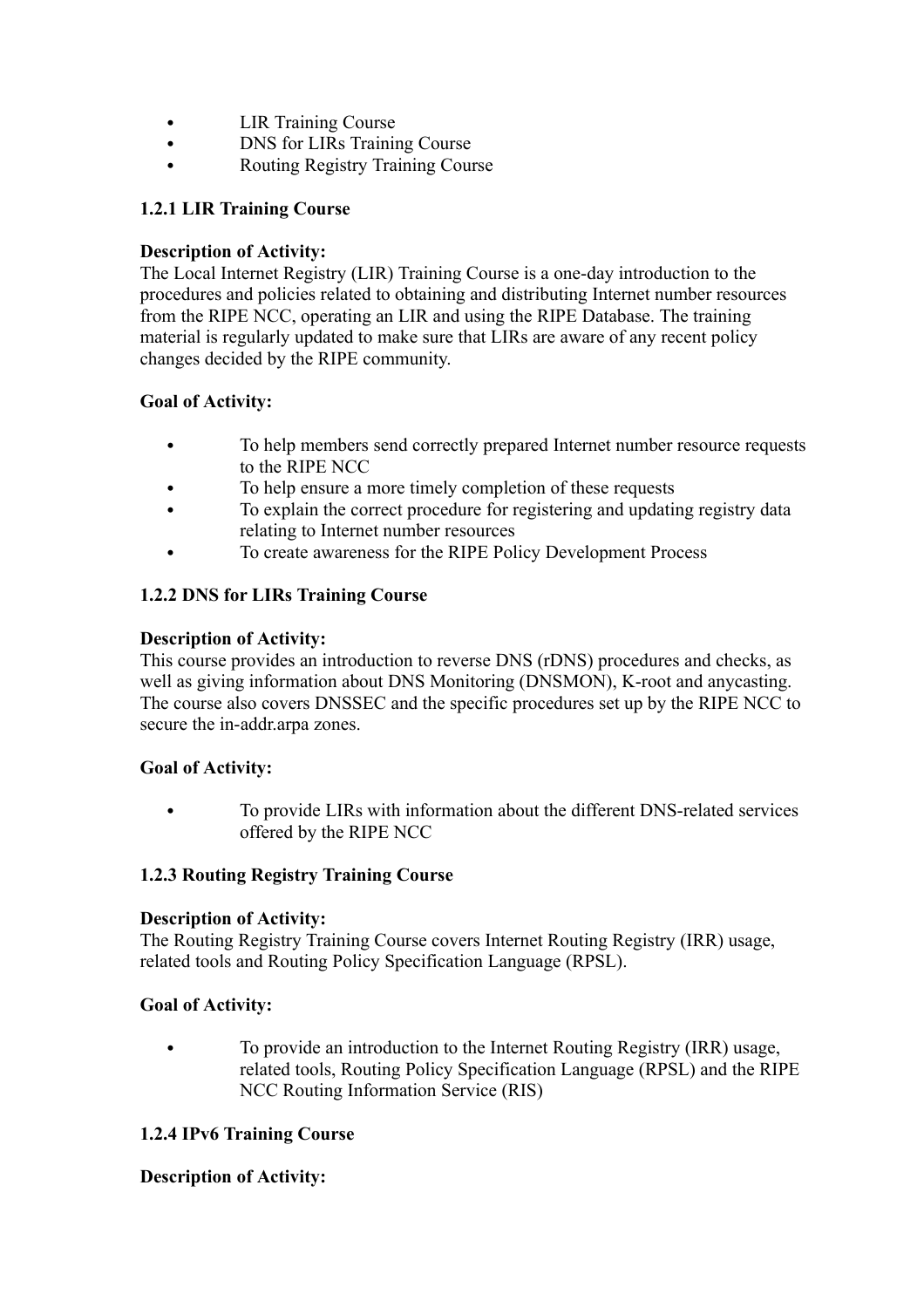- LIR Training Course
- DNS for LIRs Training Course
- Routing Registry Training Course

### 1.2.1 LIR Training Course

**Description of Activity:**
The Local Internet Registry (LIR) Training Course is a one-day introduction to the procedures and policies related to obtaining and distributing Internet number resources from the RIPE NCC, operating an LIR and using the RIPE Database. The training material is regularly updated to make sure that LIRs are aware of any recent policy changes decided by the RIPE community.

**Goal of Activity:**

- To help members send correctly prepared Internet number resource requests to the RIPE NCC
- To help ensure a more timely completion of these requests
- To explain the correct procedure for registering and updating registry data relating to Internet number resources
- To create awareness for the RIPE Policy Development Process

### 1.2.2 DNS for LIRs Training Course

**Description of Activity:**
This course provides an introduction to reverse DNS (rDNS) procedures and checks, as well as giving information about DNS Monitoring (DNSMON), K-root and anycasting. The course also covers DNSSEC and the specific procedures set up by the RIPE NCC to secure the in-addr.arpa zones.

**Goal of Activity:**

- To provide LIRs with information about the different DNS-related services offered by the RIPE NCC

### 1.2.3 Routing Registry Training Course

**Description of Activity:**
The Routing Registry Training Course covers Internet Routing Registry (IRR) usage, related tools and Routing Policy Specification Language (RPSL).

**Goal of Activity:**

- To provide an introduction to the Internet Routing Registry (IRR) usage, related tools, Routing Policy Specification Language (RPSL) and the RIPE NCC Routing Information Service (RIS)

### 1.2.4 IPv6 Training Course

**Description of Activity:**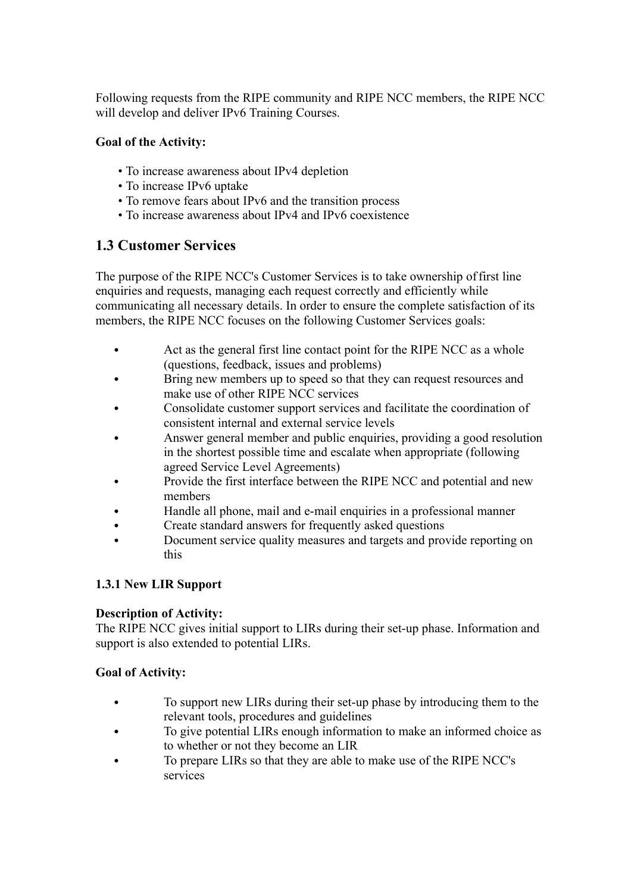Following requests from the RIPE community and RIPE NCC members, the RIPE NCC will develop and deliver IPv6 Training Courses.

**Goal of the Activity:**

- To increase awareness about IPv4 depletion
- To increase IPv6 uptake
- To remove fears about IPv6 and the transition process
- To increase awareness about IPv4 and IPv6 coexistence

## 1.3 Customer Services

The purpose of the RIPE NCC's Customer Services is to take ownership of first line enquiries and requests, managing each request correctly and efficiently while communicating all necessary details. In order to ensure the complete satisfaction of its members, the RIPE NCC focuses on the following Customer Services goals:

- Act as the general first line contact point for the RIPE NCC as a whole (questions, feedback, issues and problems)
- Bring new members up to speed so that they can request resources and make use of other RIPE NCC services
- Consolidate customer support services and facilitate the coordination of consistent internal and external service levels
- Answer general member and public enquiries, providing a good resolution in the shortest possible time and escalate when appropriate (following agreed Service Level Agreements)
- Provide the first interface between the RIPE NCC and potential and new members
- Handle all phone, mail and e-mail enquiries in a professional manner
- Create standard answers for frequently asked questions
- Document service quality measures and targets and provide reporting on this

### 1.3.1 New LIR Support

**Description of Activity:**
The RIPE NCC gives initial support to LIRs during their set-up phase. Information and support is also extended to potential LIRs.

**Goal of Activity:**

- To support new LIRs during their set-up phase by introducing them to the relevant tools, procedures and guidelines
- To give potential LIRs enough information to make an informed choice as to whether or not they become an LIR
- To prepare LIRs so that they are able to make use of the RIPE NCC's services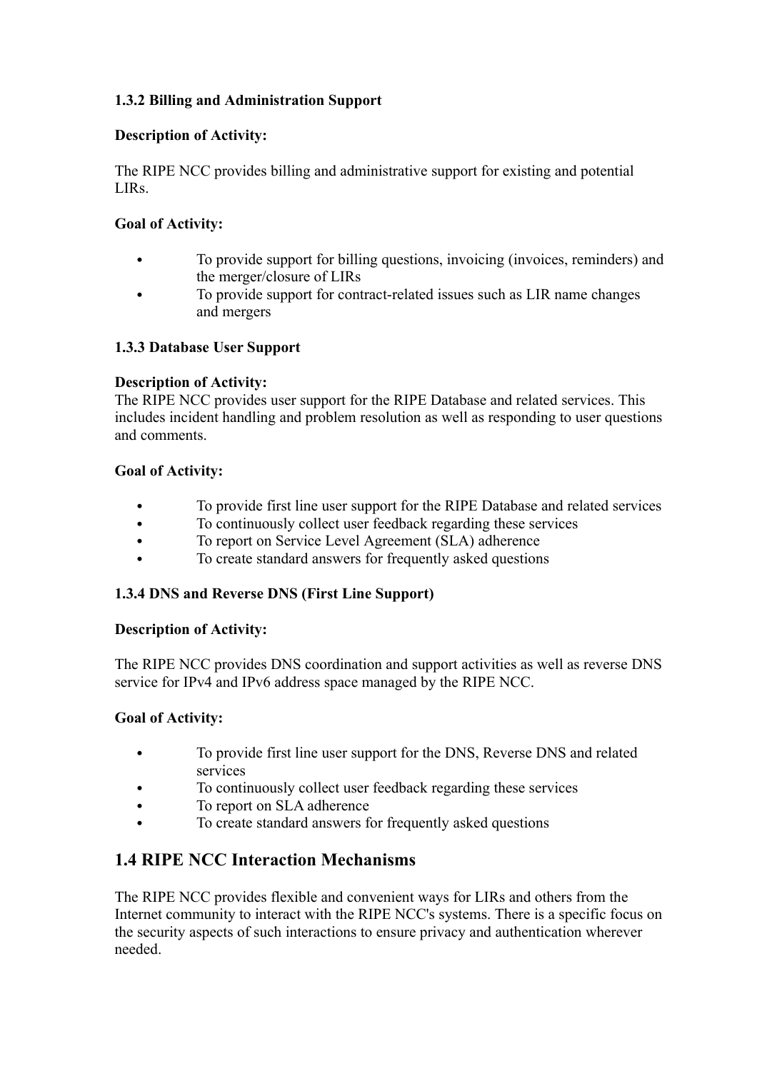### 1.3.2 Billing and Administration Support

**Description of Activity:**

The RIPE NCC provides billing and administrative support for existing and potential LIRs.

**Goal of Activity:**

- To provide support for billing questions, invoicing (invoices, reminders) and the merger/closure of LIRs
- To provide support for contract-related issues such as LIR name changes and mergers

### 1.3.3 Database User Support

**Description of Activity:**
The RIPE NCC provides user support for the RIPE Database and related services. This includes incident handling and problem resolution as well as responding to user questions and comments.

**Goal of Activity:**

- To provide first line user support for the RIPE Database and related services
- To continuously collect user feedback regarding these services
- To report on Service Level Agreement (SLA) adherence
- To create standard answers for frequently asked questions

### 1.3.4 DNS and Reverse DNS (First Line Support)

**Description of Activity:**

The RIPE NCC provides DNS coordination and support activities as well as reverse DNS service for IPv4 and IPv6 address space managed by the RIPE NCC.

**Goal of Activity:**

- To provide first line user support for the DNS, Reverse DNS and related services
- To continuously collect user feedback regarding these services
- To report on SLA adherence
- To create standard answers for frequently asked questions

## 1.4 RIPE NCC Interaction Mechanisms

The RIPE NCC provides flexible and convenient ways for LIRs and others from the Internet community to interact with the RIPE NCC's systems. There is a specific focus on the security aspects of such interactions to ensure privacy and authentication wherever needed.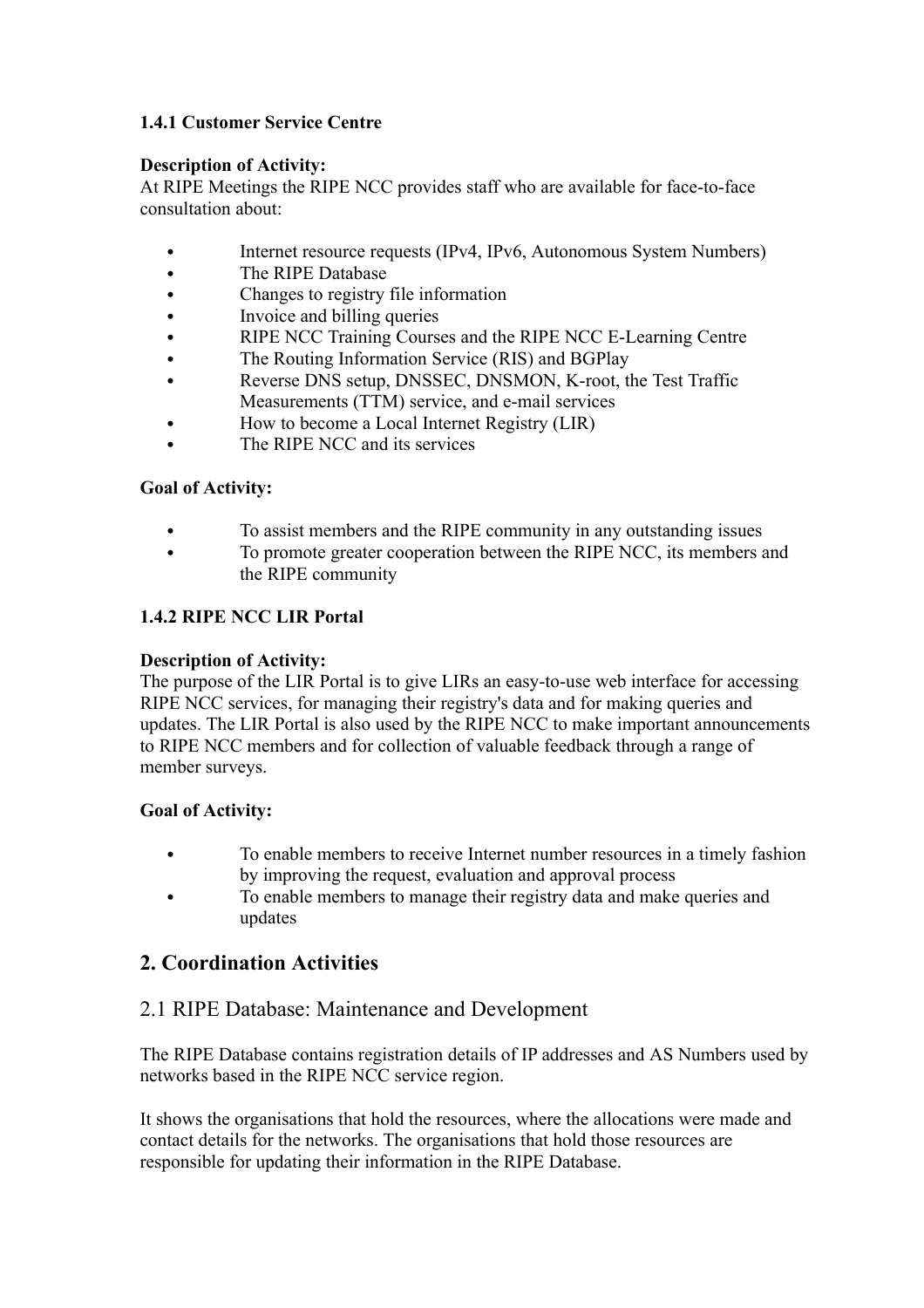#### 1.4.1 Customer Service Centre

**Description of Activity:**
At RIPE Meetings the RIPE NCC provides staff who are available for face-to-face consultation about:

- Internet resource requests (IPv4, IPv6, Autonomous System Numbers)
- The RIPE Database
- Changes to registry file information
- Invoice and billing queries
- RIPE NCC Training Courses and the RIPE NCC E-Learning Centre
- The Routing Information Service (RIS) and BGPlay
- Reverse DNS setup, DNSSEC, DNSMON, K-root, the Test Traffic Measurements (TTM) service, and e-mail services
- How to become a Local Internet Registry (LIR)
- The RIPE NCC and its services

**Goal of Activity:**

- To assist members and the RIPE community in any outstanding issues
- To promote greater cooperation between the RIPE NCC, its members and the RIPE community

#### 1.4.2 RIPE NCC LIR Portal

**Description of Activity:**
The purpose of the LIR Portal is to give LIRs an easy-to-use web interface for accessing RIPE NCC services, for managing their registry's data and for making queries and updates. The LIR Portal is also used by the RIPE NCC to make important announcements to RIPE NCC members and for collection of valuable feedback through a range of member surveys.

**Goal of Activity:**

- To enable members to receive Internet number resources in a timely fashion by improving the request, evaluation and approval process
- To enable members to manage their registry data and make queries and updates

## 2. Coordination Activities

### 2.1 RIPE Database: Maintenance and Development

The RIPE Database contains registration details of IP addresses and AS Numbers used by networks based in the RIPE NCC service region.

It shows the organisations that hold the resources, where the allocations were made and contact details for the networks. The organisations that hold those resources are responsible for updating their information in the RIPE Database.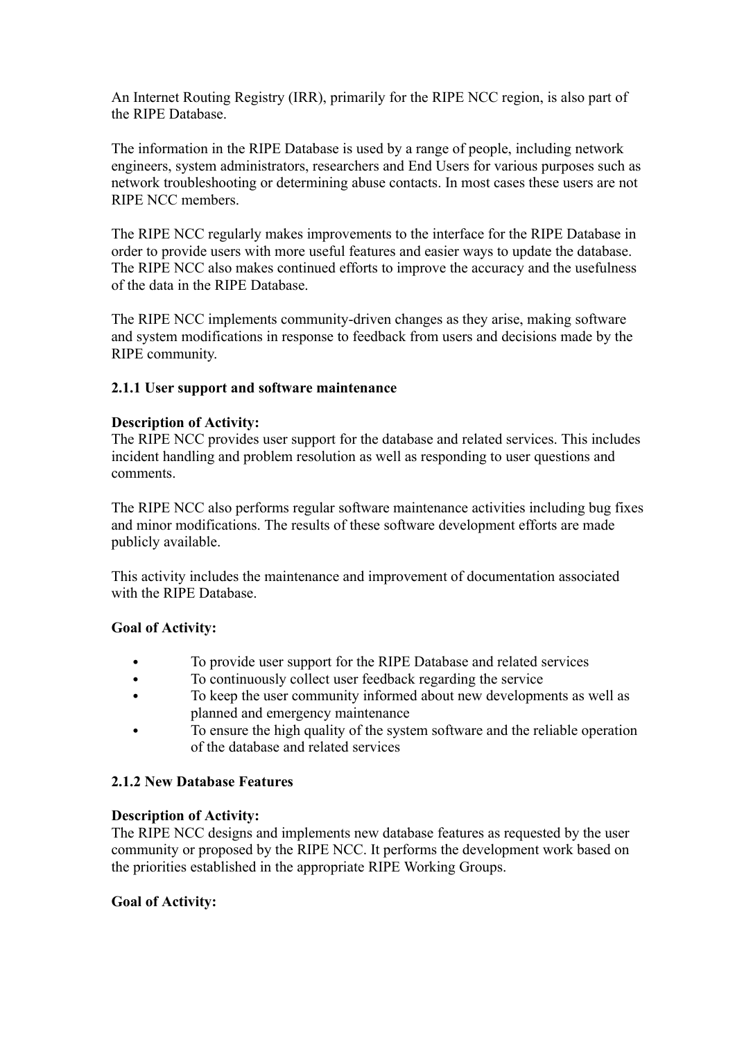An Internet Routing Registry (IRR), primarily for the RIPE NCC region, is also part of the RIPE Database.

The information in the RIPE Database is used by a range of people, including network engineers, system administrators, researchers and End Users for various purposes such as network troubleshooting or determining abuse contacts. In most cases these users are not RIPE NCC members.

The RIPE NCC regularly makes improvements to the interface for the RIPE Database in order to provide users with more useful features and easier ways to update the database. The RIPE NCC also makes continued efforts to improve the accuracy and the usefulness of the data in the RIPE Database.

The RIPE NCC implements community-driven changes as they arise, making software and system modifications in response to feedback from users and decisions made by the RIPE community.

### 2.1.1 User support and software maintenance

**Description of Activity:**
The RIPE NCC provides user support for the database and related services. This includes incident handling and problem resolution as well as responding to user questions and comments.

The RIPE NCC also performs regular software maintenance activities including bug fixes and minor modifications. The results of these software development efforts are made publicly available.

This activity includes the maintenance and improvement of documentation associated with the RIPE Database.

**Goal of Activity:**

- To provide user support for the RIPE Database and related services
- To continuously collect user feedback regarding the service
- To keep the user community informed about new developments as well as planned and emergency maintenance
- To ensure the high quality of the system software and the reliable operation of the database and related services

### 2.1.2 New Database Features

**Description of Activity:**
The RIPE NCC designs and implements new database features as requested by the user community or proposed by the RIPE NCC. It performs the development work based on the priorities established in the appropriate RIPE Working Groups.

**Goal of Activity:**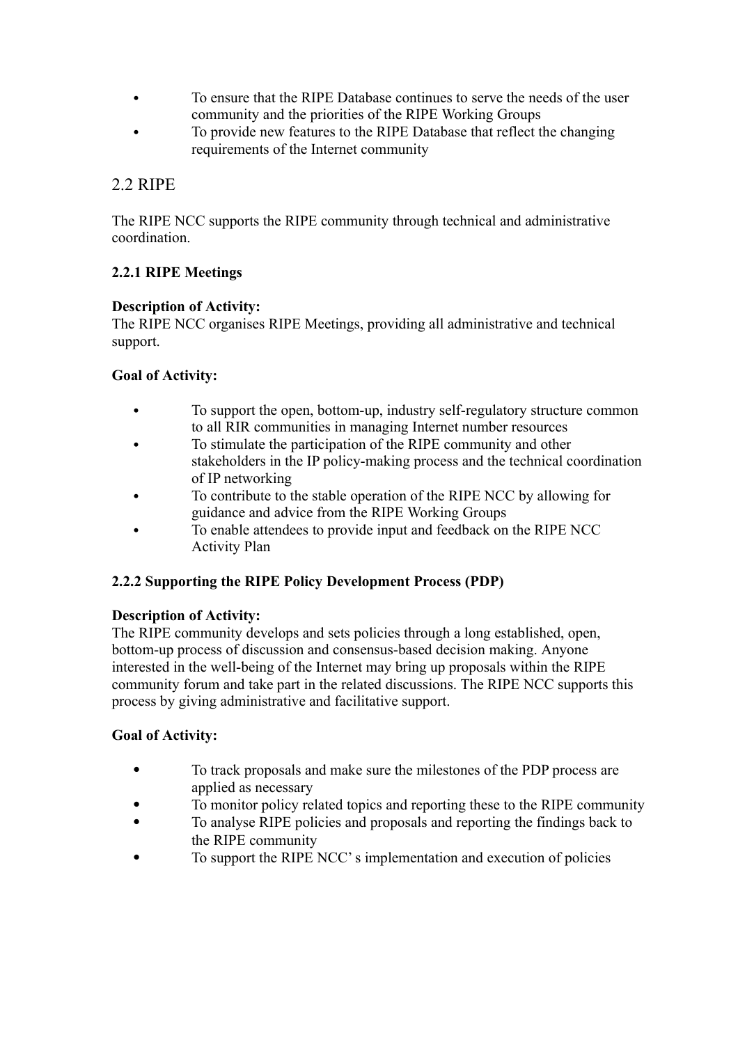- To ensure that the RIPE Database continues to serve the needs of the user community and the priorities of the RIPE Working Groups
- To provide new features to the RIPE Database that reflect the changing requirements of the Internet community

## 2.2 RIPE

The RIPE NCC supports the RIPE community through technical and administrative coordination.

### 2.2.1 RIPE Meetings

**Description of Activity:**
The RIPE NCC organises RIPE Meetings, providing all administrative and technical support.

**Goal of Activity:**

- To support the open, bottom-up, industry self-regulatory structure common to all RIR communities in managing Internet number resources
- To stimulate the participation of the RIPE community and other stakeholders in the IP policy-making process and the technical coordination of IP networking
- To contribute to the stable operation of the RIPE NCC by allowing for guidance and advice from the RIPE Working Groups
- To enable attendees to provide input and feedback on the RIPE NCC Activity Plan

### 2.2.2 Supporting the RIPE Policy Development Process (PDP)

**Description of Activity:**
The RIPE community develops and sets policies through a long established, open, bottom-up process of discussion and consensus-based decision making. Anyone interested in the well-being of the Internet may bring up proposals within the RIPE community forum and take part in the related discussions. The RIPE NCC supports this process by giving administrative and facilitative support.

**Goal of Activity:**

- To track proposals and make sure the milestones of the PDP process are applied as necessary
- To monitor policy related topics and reporting these to the RIPE community
- To analyse RIPE policies and proposals and reporting the findings back to the RIPE community
- To support the RIPE NCC' s implementation and execution of policies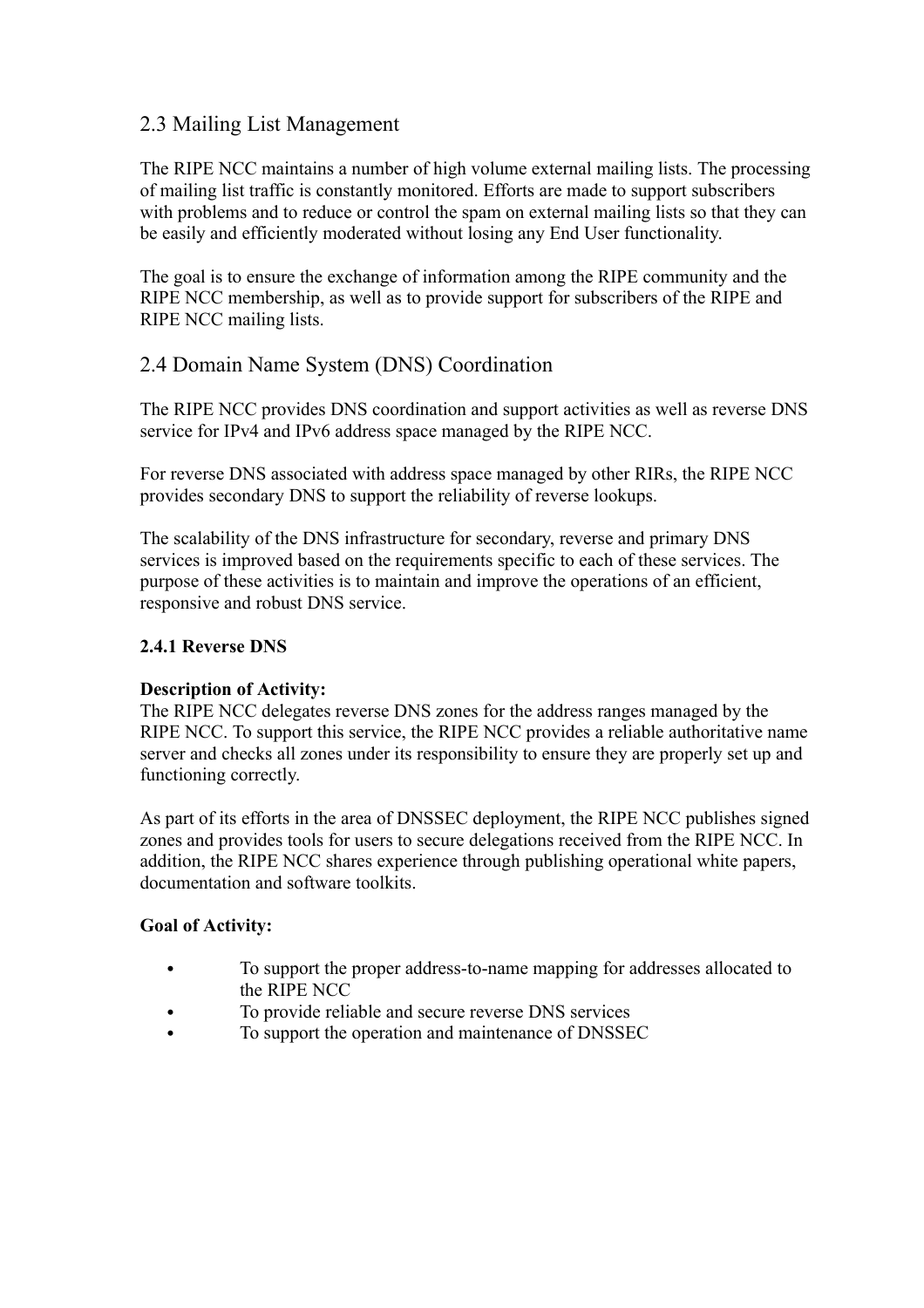## 2.3 Mailing List Management

The RIPE NCC maintains a number of high volume external mailing lists. The processing of mailing list traffic is constantly monitored. Efforts are made to support subscribers with problems and to reduce or control the spam on external mailing lists so that they can be easily and efficiently moderated without losing any End User functionality.

The goal is to ensure the exchange of information among the RIPE community and the RIPE NCC membership, as well as to provide support for subscribers of the RIPE and RIPE NCC mailing lists.

## 2.4 Domain Name System (DNS) Coordination

The RIPE NCC provides DNS coordination and support activities as well as reverse DNS service for IPv4 and IPv6 address space managed by the RIPE NCC.

For reverse DNS associated with address space managed by other RIRs, the RIPE NCC provides secondary DNS to support the reliability of reverse lookups.

The scalability of the DNS infrastructure for secondary, reverse and primary DNS services is improved based on the requirements specific to each of these services. The purpose of these activities is to maintain and improve the operations of an efficient, responsive and robust DNS service.

### 2.4.1 Reverse DNS

**Description of Activity:**
The RIPE NCC delegates reverse DNS zones for the address ranges managed by the RIPE NCC. To support this service, the RIPE NCC provides a reliable authoritative name server and checks all zones under its responsibility to ensure they are properly set up and functioning correctly.

As part of its efforts in the area of DNSSEC deployment, the RIPE NCC publishes signed zones and provides tools for users to secure delegations received from the RIPE NCC. In addition, the RIPE NCC shares experience through publishing operational white papers, documentation and software toolkits.

**Goal of Activity:**

- To support the proper address-to-name mapping for addresses allocated to the RIPE NCC
- To provide reliable and secure reverse DNS services
- To support the operation and maintenance of DNSSEC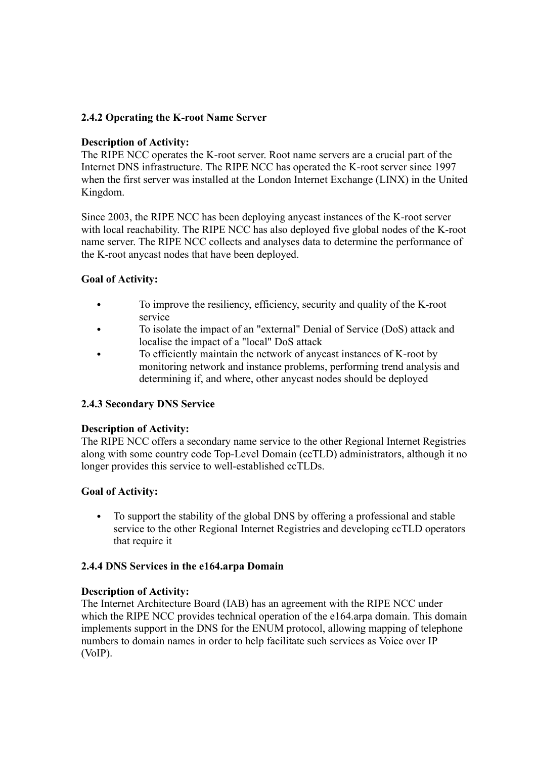### 2.4.2 Operating the K-root Name Server

**Description of Activity:**
The RIPE NCC operates the K-root server. Root name servers are a crucial part of the Internet DNS infrastructure. The RIPE NCC has operated the K-root server since 1997 when the first server was installed at the London Internet Exchange (LINX) in the United Kingdom.

Since 2003, the RIPE NCC has been deploying anycast instances of the K-root server with local reachability. The RIPE NCC has also deployed five global nodes of the K-root name server. The RIPE NCC collects and analyses data to determine the performance of the K-root anycast nodes that have been deployed.

**Goal of Activity:**

- To improve the resiliency, efficiency, security and quality of the K-root service
- To isolate the impact of an "external" Denial of Service (DoS) attack and localise the impact of a "local" DoS attack
- To efficiently maintain the network of anycast instances of K-root by monitoring network and instance problems, performing trend analysis and determining if, and where, other anycast nodes should be deployed

### 2.4.3 Secondary DNS Service

**Description of Activity:**
The RIPE NCC offers a secondary name service to the other Regional Internet Registries along with some country code Top-Level Domain (ccTLD) administrators, although it no longer provides this service to well-established ccTLDs.

**Goal of Activity:**

- To support the stability of the global DNS by offering a professional and stable service to the other Regional Internet Registries and developing ccTLD operators that require it

### 2.4.4 DNS Services in the e164.arpa Domain

**Description of Activity:**
The Internet Architecture Board (IAB) has an agreement with the RIPE NCC under which the RIPE NCC provides technical operation of the e164.arpa domain. This domain implements support in the DNS for the ENUM protocol, allowing mapping of telephone numbers to domain names in order to help facilitate such services as Voice over IP (VoIP).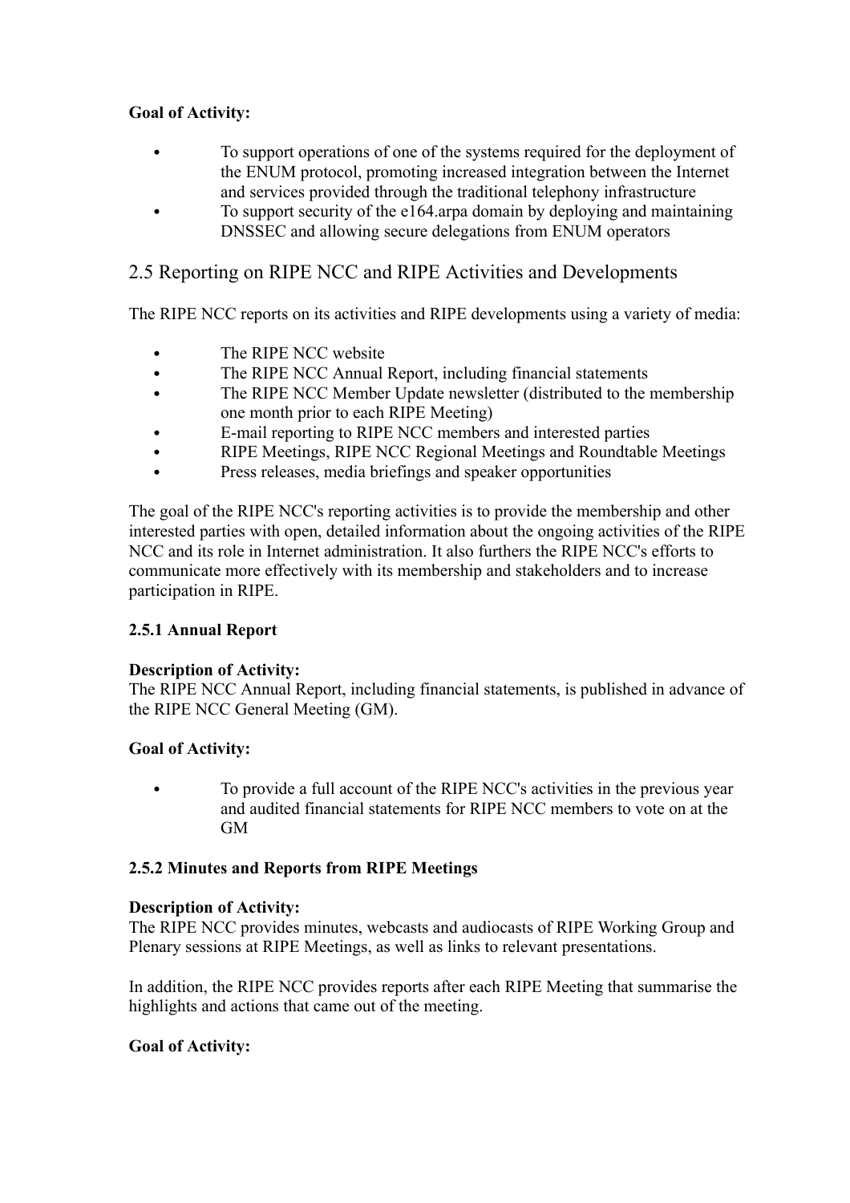**Goal of Activity:**

- To support operations of one of the systems required for the deployment of the ENUM protocol, promoting increased integration between the Internet and services provided through the traditional telephony infrastructure
- To support security of the e164.arpa domain by deploying and maintaining DNSSEC and allowing secure delegations from ENUM operators

## 2.5 Reporting on RIPE NCC and RIPE Activities and Developments

The RIPE NCC reports on its activities and RIPE developments using a variety of media:

- The RIPE NCC website
- The RIPE NCC Annual Report, including financial statements
- The RIPE NCC Member Update newsletter (distributed to the membership one month prior to each RIPE Meeting)
- E-mail reporting to RIPE NCC members and interested parties
- RIPE Meetings, RIPE NCC Regional Meetings and Roundtable Meetings
- Press releases, media briefings and speaker opportunities

The goal of the RIPE NCC's reporting activities is to provide the membership and other interested parties with open, detailed information about the ongoing activities of the RIPE NCC and its role in Internet administration. It also furthers the RIPE NCC's efforts to communicate more effectively with its membership and stakeholders and to increase participation in RIPE.

### 2.5.1 Annual Report

**Description of Activity:**
The RIPE NCC Annual Report, including financial statements, is published in advance of the RIPE NCC General Meeting (GM).

**Goal of Activity:**

- To provide a full account of the RIPE NCC's activities in the previous year and audited financial statements for RIPE NCC members to vote on at the GM

### 2.5.2 Minutes and Reports from RIPE Meetings

**Description of Activity:**
The RIPE NCC provides minutes, webcasts and audiocasts of RIPE Working Group and Plenary sessions at RIPE Meetings, as well as links to relevant presentations.

In addition, the RIPE NCC provides reports after each RIPE Meeting that summarise the highlights and actions that came out of the meeting.

**Goal of Activity:**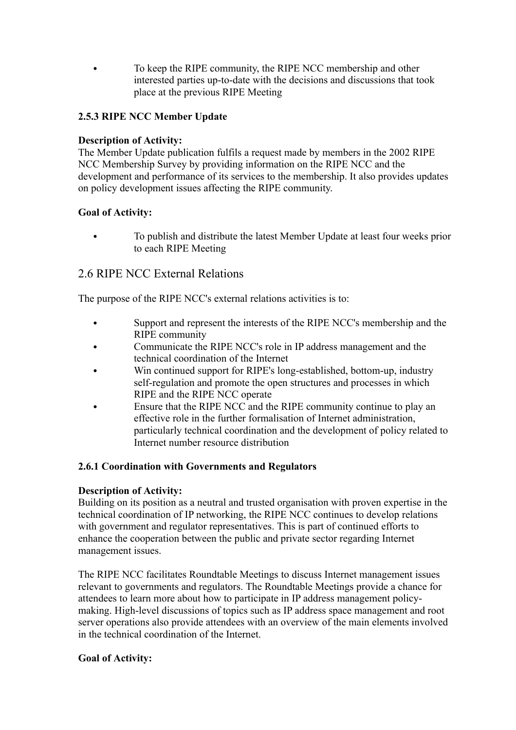- To keep the RIPE community, the RIPE NCC membership and other interested parties up-to-date with the decisions and discussions that took place at the previous RIPE Meeting

**2.5.3 RIPE NCC Member Update**

**Description of Activity:**
The Member Update publication fulfils a request made by members in the 2002 RIPE NCC Membership Survey by providing information on the RIPE NCC and the development and performance of its services to the membership. It also provides updates on policy development issues affecting the RIPE community.

**Goal of Activity:**

- To publish and distribute the latest Member Update at least four weeks prior to each RIPE Meeting

## 2.6 RIPE NCC External Relations

The purpose of the RIPE NCC's external relations activities is to:

- Support and represent the interests of the RIPE NCC's membership and the RIPE community
- Communicate the RIPE NCC's role in IP address management and the technical coordination of the Internet
- Win continued support for RIPE's long-established, bottom-up, industry self-regulation and promote the open structures and processes in which RIPE and the RIPE NCC operate
- Ensure that the RIPE NCC and the RIPE community continue to play an effective role in the further formalisation of Internet administration, particularly technical coordination and the development of policy related to Internet number resource distribution

**2.6.1 Coordination with Governments and Regulators**

**Description of Activity:**
Building on its position as a neutral and trusted organisation with proven expertise in the technical coordination of IP networking, the RIPE NCC continues to develop relations with government and regulator representatives. This is part of continued efforts to enhance the cooperation between the public and private sector regarding Internet management issues.

The RIPE NCC facilitates Roundtable Meetings to discuss Internet management issues relevant to governments and regulators. The Roundtable Meetings provide a chance for attendees to learn more about how to participate in IP address management policy-making. High-level discussions of topics such as IP address space management and root server operations also provide attendees with an overview of the main elements involved in the technical coordination of the Internet.

**Goal of Activity:**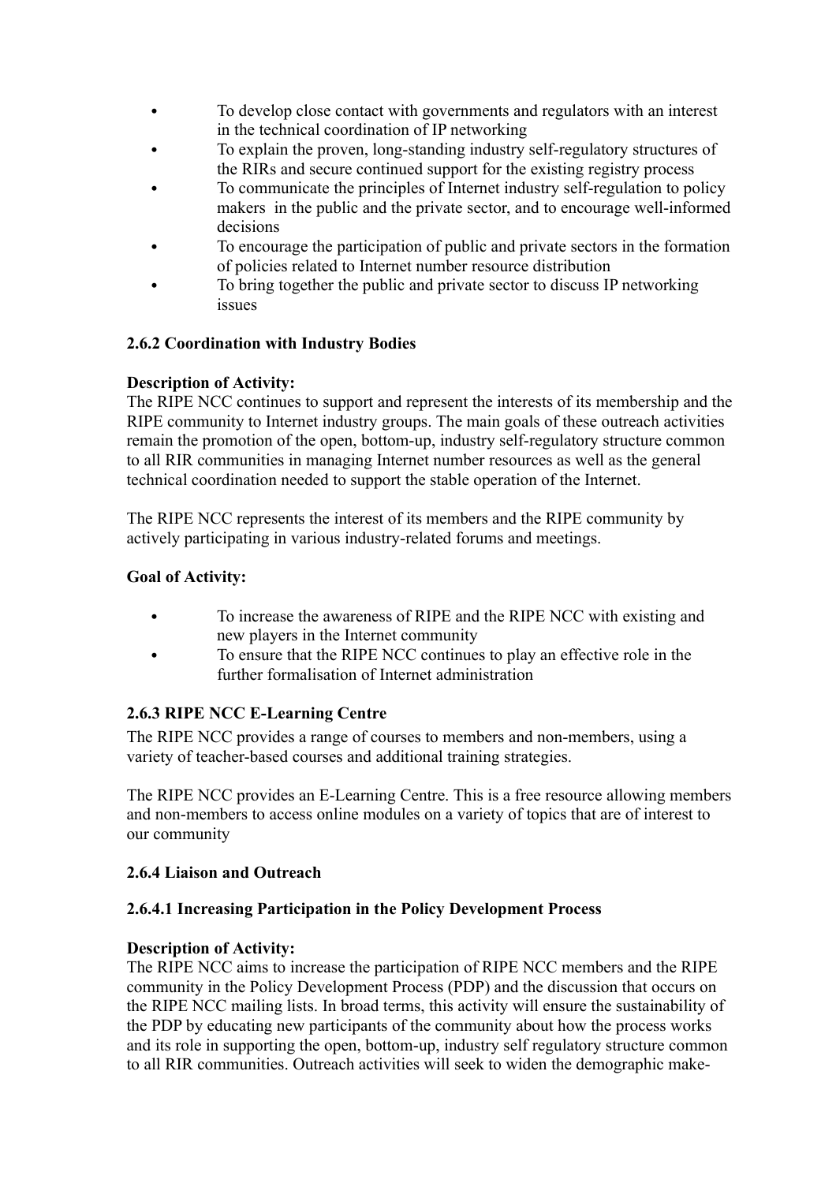- To develop close contact with governments and regulators with an interest in the technical coordination of IP networking
- To explain the proven, long-standing industry self-regulatory structures of the RIRs and secure continued support for the existing registry process
- To communicate the principles of Internet industry self-regulation to policy makers in the public and the private sector, and to encourage well-informed decisions
- To encourage the participation of public and private sectors in the formation of policies related to Internet number resource distribution
- To bring together the public and private sector to discuss IP networking issues

### 2.6.2 Coordination with Industry Bodies

**Description of Activity:**
The RIPE NCC continues to support and represent the interests of its membership and the RIPE community to Internet industry groups. The main goals of these outreach activities remain the promotion of the open, bottom-up, industry self-regulatory structure common to all RIR communities in managing Internet number resources as well as the general technical coordination needed to support the stable operation of the Internet.

The RIPE NCC represents the interest of its members and the RIPE community by actively participating in various industry-related forums and meetings.

**Goal of Activity:**

- To increase the awareness of RIPE and the RIPE NCC with existing and new players in the Internet community
- To ensure that the RIPE NCC continues to play an effective role in the further formalisation of Internet administration

### 2.6.3 RIPE NCC E-Learning Centre

The RIPE NCC provides a range of courses to members and non-members, using a variety of teacher-based courses and additional training strategies.

The RIPE NCC provides an E-Learning Centre. This is a free resource allowing members and non-members to access online modules on a variety of topics that are of interest to our community

### 2.6.4 Liaison and Outreach

#### 2.6.4.1 Increasing Participation in the Policy Development Process

**Description of Activity:**
The RIPE NCC aims to increase the participation of RIPE NCC members and the RIPE community in the Policy Development Process (PDP) and the discussion that occurs on the RIPE NCC mailing lists. In broad terms, this activity will ensure the sustainability of the PDP by educating new participants of the community about how the process works and its role in supporting the open, bottom-up, industry self regulatory structure common to all RIR communities. Outreach activities will seek to widen the demographic make-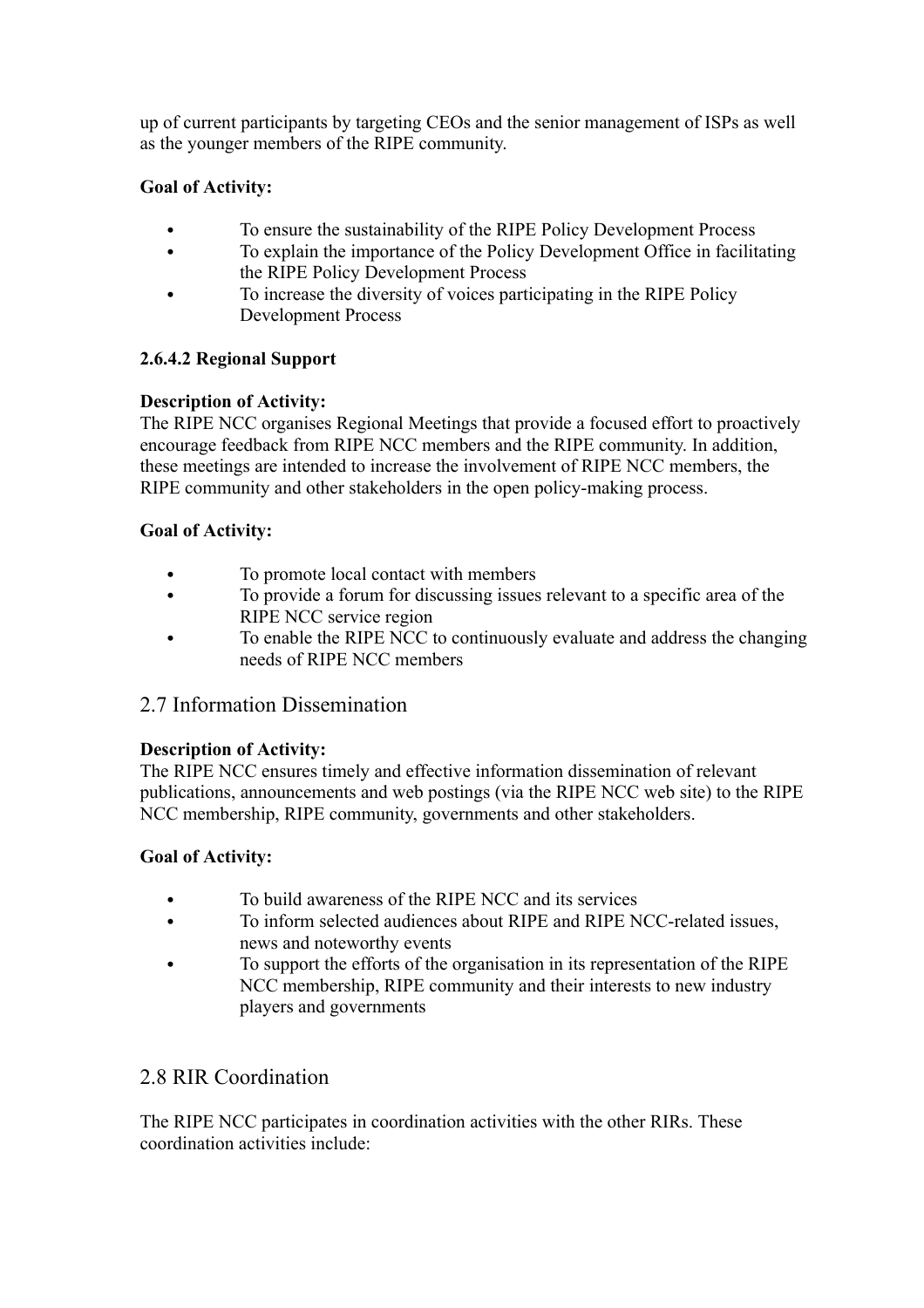up of current participants by targeting CEOs and the senior management of ISPs as well as the younger members of the RIPE community.

**Goal of Activity:**

- To ensure the sustainability of the RIPE Policy Development Process
- To explain the importance of the Policy Development Office in facilitating the RIPE Policy Development Process
- To increase the diversity of voices participating in the RIPE Policy Development Process

**2.6.4.2 Regional Support**

**Description of Activity:**
The RIPE NCC organises Regional Meetings that provide a focused effort to proactively encourage feedback from RIPE NCC members and the RIPE community. In addition, these meetings are intended to increase the involvement of RIPE NCC members, the RIPE community and other stakeholders in the open policy-making process.

**Goal of Activity:**

- To promote local contact with members
- To provide a forum for discussing issues relevant to a specific area of the RIPE NCC service region
- To enable the RIPE NCC to continuously evaluate and address the changing needs of RIPE NCC members

## 2.7 Information Dissemination

**Description of Activity:**
The RIPE NCC ensures timely and effective information dissemination of relevant publications, announcements and web postings (via the RIPE NCC web site) to the RIPE NCC membership, RIPE community, governments and other stakeholders.

**Goal of Activity:**

- To build awareness of the RIPE NCC and its services
- To inform selected audiences about RIPE and RIPE NCC-related issues, news and noteworthy events
- To support the efforts of the organisation in its representation of the RIPE NCC membership, RIPE community and their interests to new industry players and governments

## 2.8 RIR Coordination

The RIPE NCC participates in coordination activities with the other RIRs. These coordination activities include: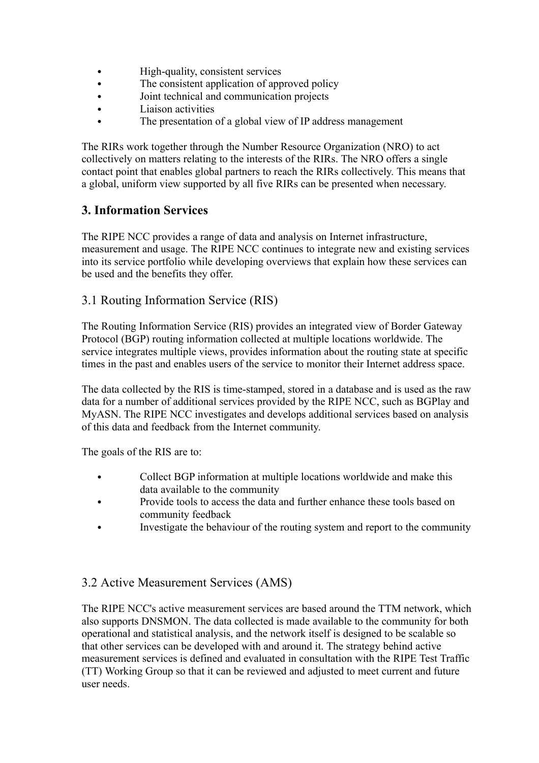- High-quality, consistent services
- The consistent application of approved policy
- Joint technical and communication projects
- Liaison activities
- The presentation of a global view of IP address management

The RIRs work together through the Number Resource Organization (NRO) to act collectively on matters relating to the interests of the RIRs. The NRO offers a single contact point that enables global partners to reach the RIRs collectively. This means that a global, uniform view supported by all five RIRs can be presented when necessary.

## 3. Information Services

The RIPE NCC provides a range of data and analysis on Internet infrastructure, measurement and usage. The RIPE NCC continues to integrate new and existing services into its service portfolio while developing overviews that explain how these services can be used and the benefits they offer.

### 3.1 Routing Information Service (RIS)

The Routing Information Service (RIS) provides an integrated view of Border Gateway Protocol (BGP) routing information collected at multiple locations worldwide. The service integrates multiple views, provides information about the routing state at specific times in the past and enables users of the service to monitor their Internet address space.

The data collected by the RIS is time-stamped, stored in a database and is used as the raw data for a number of additional services provided by the RIPE NCC, such as BGPlay and MyASN. The RIPE NCC investigates and develops additional services based on analysis of this data and feedback from the Internet community.

The goals of the RIS are to:

- Collect BGP information at multiple locations worldwide and make this data available to the community
- Provide tools to access the data and further enhance these tools based on community feedback
- Investigate the behaviour of the routing system and report to the community

### 3.2 Active Measurement Services (AMS)

The RIPE NCC's active measurement services are based around the TTM network, which also supports DNSMON. The data collected is made available to the community for both operational and statistical analysis, and the network itself is designed to be scalable so that other services can be developed with and around it. The strategy behind active measurement services is defined and evaluated in consultation with the RIPE Test Traffic (TT) Working Group so that it can be reviewed and adjusted to meet current and future user needs.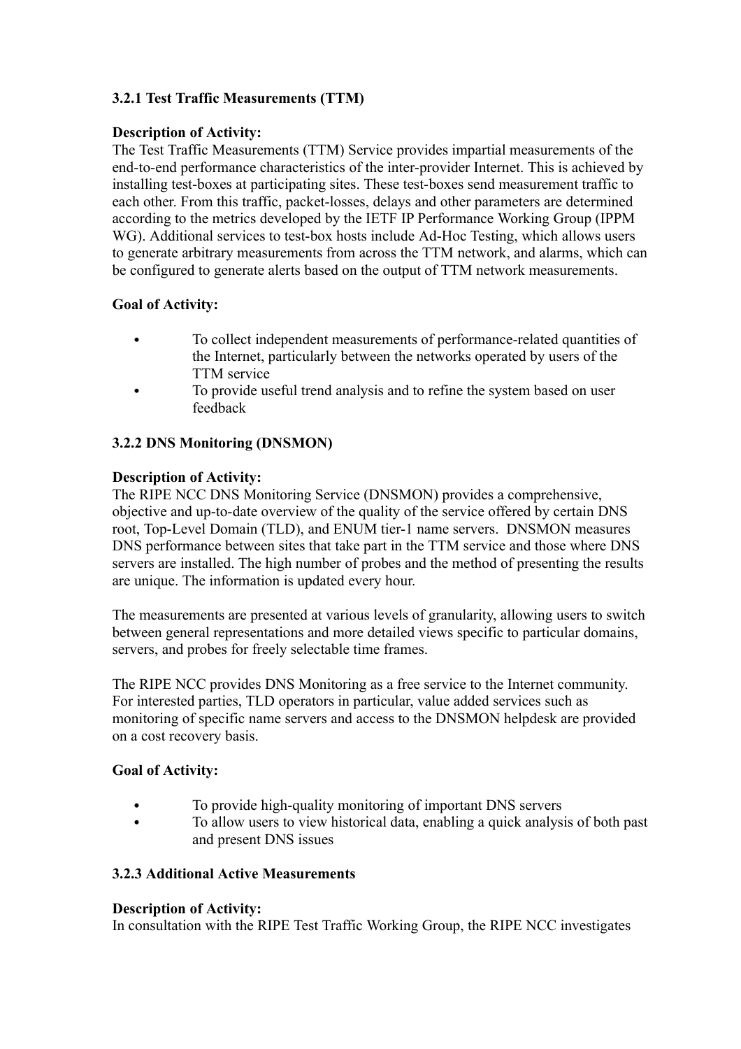### 3.2.1 Test Traffic Measurements (TTM)

**Description of Activity:**
The Test Traffic Measurements (TTM) Service provides impartial measurements of the end-to-end performance characteristics of the inter-provider Internet. This is achieved by installing test-boxes at participating sites. These test-boxes send measurement traffic to each other. From this traffic, packet-losses, delays and other parameters are determined according to the metrics developed by the IETF IP Performance Working Group (IPPM WG). Additional services to test-box hosts include Ad-Hoc Testing, which allows users to generate arbitrary measurements from across the TTM network, and alarms, which can be configured to generate alerts based on the output of TTM network measurements.

**Goal of Activity:**

- To collect independent measurements of performance-related quantities of the Internet, particularly between the networks operated by users of the TTM service
- To provide useful trend analysis and to refine the system based on user feedback

### 3.2.2 DNS Monitoring (DNSMON)

**Description of Activity:**
The RIPE NCC DNS Monitoring Service (DNSMON) provides a comprehensive, objective and up-to-date overview of the quality of the service offered by certain DNS root, Top-Level Domain (TLD), and ENUM tier-1 name servers. DNSMON measures DNS performance between sites that take part in the TTM service and those where DNS servers are installed. The high number of probes and the method of presenting the results are unique. The information is updated every hour.

The measurements are presented at various levels of granularity, allowing users to switch between general representations and more detailed views specific to particular domains, servers, and probes for freely selectable time frames.

The RIPE NCC provides DNS Monitoring as a free service to the Internet community. For interested parties, TLD operators in particular, value added services such as monitoring of specific name servers and access to the DNSMON helpdesk are provided on a cost recovery basis.

**Goal of Activity:**

- To provide high-quality monitoring of important DNS servers
- To allow users to view historical data, enabling a quick analysis of both past and present DNS issues

### 3.2.3 Additional Active Measurements

**Description of Activity:**
In consultation with the RIPE Test Traffic Working Group, the RIPE NCC investigates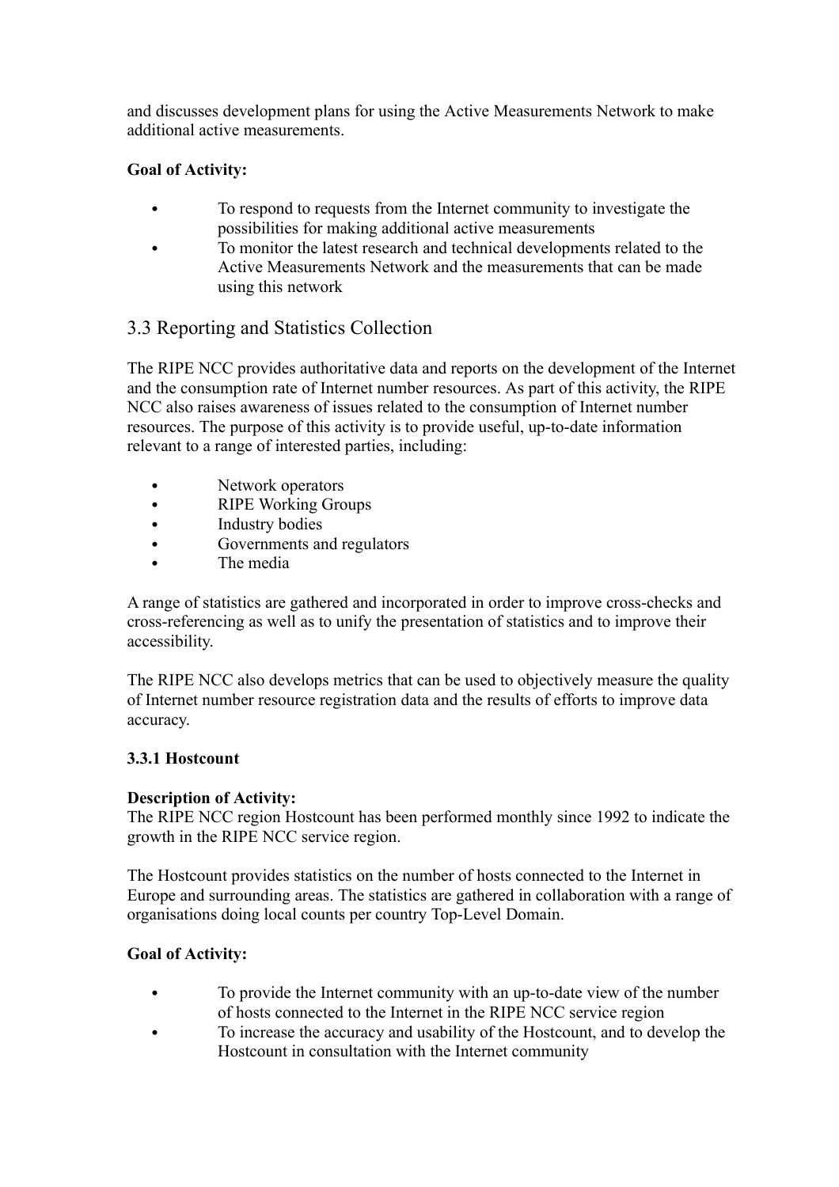and discusses development plans for using the Active Measurements Network to make additional active measurements.

**Goal of Activity:**

- To respond to requests from the Internet community to investigate the possibilities for making additional active measurements
- To monitor the latest research and technical developments related to the Active Measurements Network and the measurements that can be made using this network

## 3.3 Reporting and Statistics Collection

The RIPE NCC provides authoritative data and reports on the development of the Internet and the consumption rate of Internet number resources. As part of this activity, the RIPE NCC also raises awareness of issues related to the consumption of Internet number resources. The purpose of this activity is to provide useful, up-to-date information relevant to a range of interested parties, including:

- Network operators
- RIPE Working Groups
- Industry bodies
- Governments and regulators
- The media

A range of statistics are gathered and incorporated in order to improve cross-checks and cross-referencing as well as to unify the presentation of statistics and to improve their accessibility.

The RIPE NCC also develops metrics that can be used to objectively measure the quality of Internet number resource registration data and the results of efforts to improve data accuracy.

### 3.3.1 Hostcount

**Description of Activity:**
The RIPE NCC region Hostcount has been performed monthly since 1992 to indicate the growth in the RIPE NCC service region.

The Hostcount provides statistics on the number of hosts connected to the Internet in Europe and surrounding areas. The statistics are gathered in collaboration with a range of organisations doing local counts per country Top-Level Domain.

**Goal of Activity:**

- To provide the Internet community with an up-to-date view of the number of hosts connected to the Internet in the RIPE NCC service region
- To increase the accuracy and usability of the Hostcount, and to develop the Hostcount in consultation with the Internet community